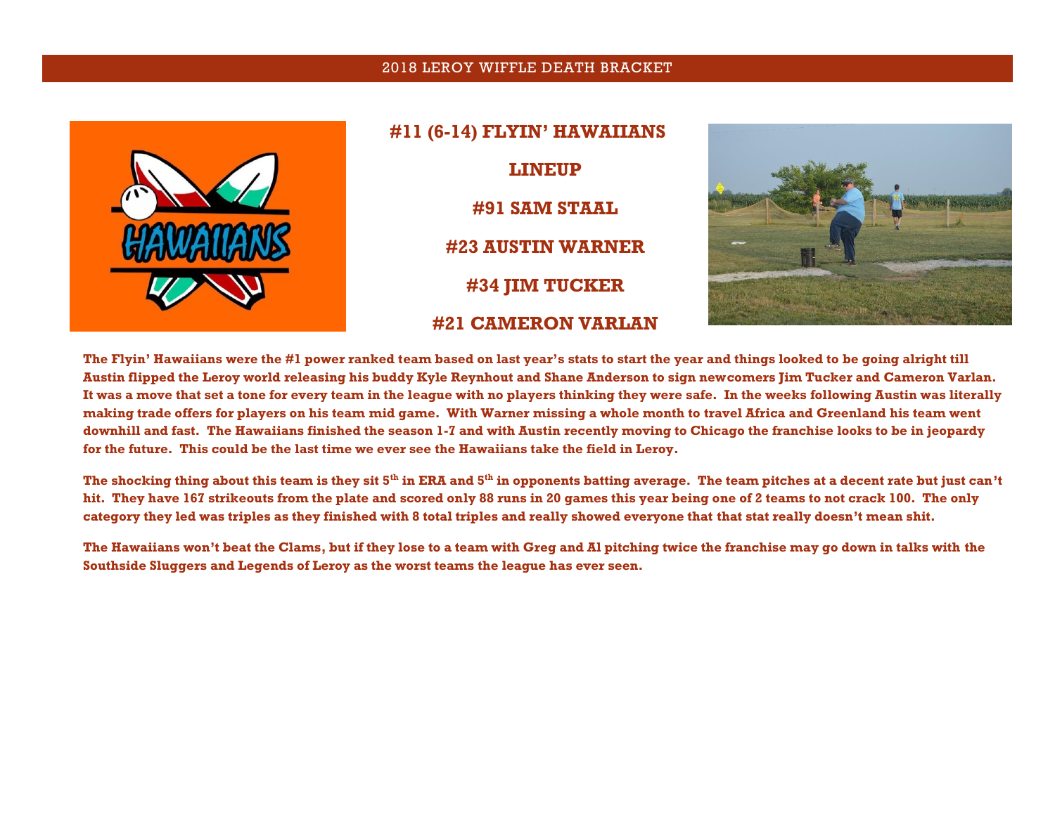2018 LEROY WIFFLE DEATH BRACKET

## #11 (6-14) FLYIN' HAWAIIANS

### LINEUP

### #91 SAM STAAL

### #23 AUSTIN WARNER

### #34 JIM TUCKER

### #21 CAMERON VARLAN

**The Flyin' Hawaiians were the #1 power ranked team based on last year's stats to start the year and things looked to be going alright till Austin flipped the Leroy world releasing his buddy Kyle Reynhout and Shane Anderson to sign newcomers Jim Tucker and Cameron Varlan. It was a move that set a tone for every team in the league with no players thinking they were safe. In the weeks following Austin was literally making trade offers for players on his team mid game. With Warner missing a whole month to travel Africa and Greenland his team went downhill and fast. The Hawaiians finished the season 1-7 and with Austin recently moving to Chicago the franchise looks to be in jeopardy for the future. This could be the last time we ever see the Hawaiians take the field in Leroy.**

**The shocking thing about this team is they sit 5th in ERA and 5th in opponents batting average. The team pitches at a decent rate but just can't hit. They have 167 strikeouts from the plate and scored only 88 runs in 20 games this year being one of 2 teams to not crack 100. The only category they led was triples as they finished with 8 total triples and really showed everyone that that stat really doesn't mean shit.**

**The Hawaiians won't beat the Clams, but if they lose to a team with Greg and Al pitching twice the franchise may go down in talks with the Southside Sluggers and Legends of Leroy as the worst teams the league has ever seen.**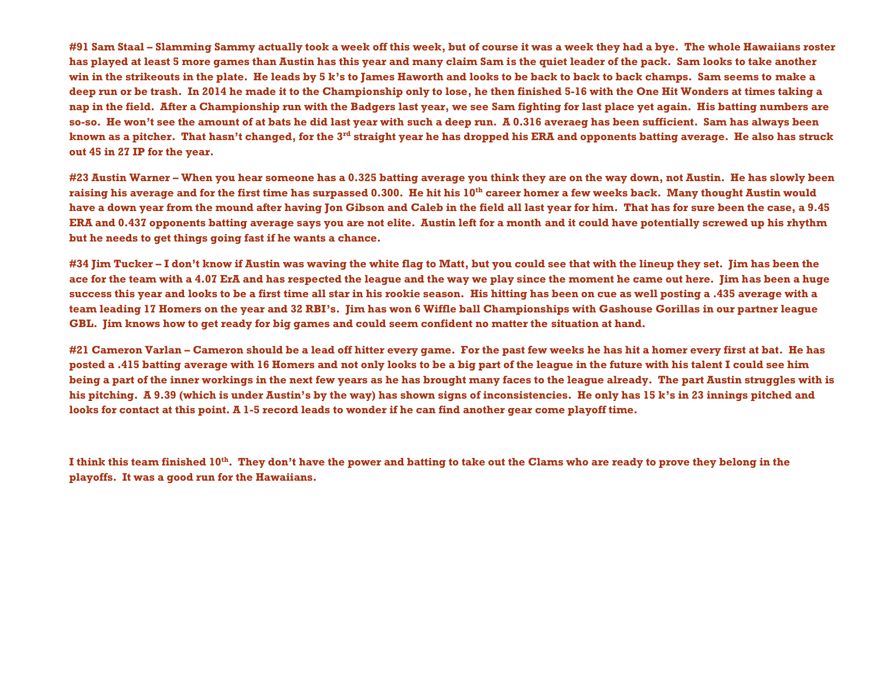**#91 Sam Staal – Slamming Sammy actually took a week off this week, but of course it was a week they had a bye. The whole Hawaiians roster has played at least 5 more games than Austin has this year and many claim Sam is the quiet leader of the pack. Sam looks to take another win in the strikeouts in the plate. He leads by 5 k's to James Haworth and looks to be back to back to back champs. Sam seems to make a deep run or be trash. In 2014 he made it to the Championship only to lose, he then finished 5-16 with the One Hit Wonders at times taking a nap in the field. After a Championship run with the Badgers last year, we see Sam fighting for last place yet again. His batting numbers are so-so. He won't see the amount of at bats he did last year with such a deep run. A 0.316 averaeg has been sufficient. Sam has always been known as a pitcher. That hasn't changed, for the 3rd straight year he has dropped his ERA and opponents batting average. He also has struck out 45 in 27 IP for the year.**

**#23 Austin Warner – When you hear someone has a 0.325 batting average you think they are on the way down, not Austin. He has slowly been raising his average and for the first time has surpassed 0.300. He hit his 10th career homer a few weeks back. Many thought Austin would have a down year from the mound after having Jon Gibson and Caleb in the field all last year for him. That has for sure been the case, a 9.45 ERA and 0.437 opponents batting average says you are not elite. Austin left for a month and it could have potentially screwed up his rhythm but he needs to get things going fast if he wants a chance.**

**#34 Jim Tucker – I don't know if Austin was waving the white flag to Matt, but you could see that with the lineup they set. Jim has been the ace for the team with a 4.07 ErA and has respected the league and the way we play since the moment he came out here. Jim has been a huge success this year and looks to be a first time all star in his rookie season. His hitting has been on cue as well posting a .435 average with a team leading 17 Homers on the year and 32 RBI's. Jim has won 6 Wiffle ball Championships with Gashouse Gorillas in our partner league GBL. Jim knows how to get ready for big games and could seem confident no matter the situation at hand.**

**#21 Cameron Varlan – Cameron should be a lead off hitter every game. For the past few weeks he has hit a homer every first at bat. He has posted a .415 batting average with 16 Homers and not only looks to be a big part of the league in the future with his talent I could see him being a part of the inner workings in the next few years as he has brought many faces to the league already. The part Austin struggles with is his pitching. A 9.39 (which is under Austin's by the way) has shown signs of inconsistencies. He only has 15 k's in 23 innings pitched and looks for contact at this point. A 1-5 record leads to wonder if he can find another gear come playoff time.**

**I think this team finished 10th. They don't have the power and batting to take out the Clams who are ready to prove they belong in the playoffs. It was a good run for the Hawaiians.**